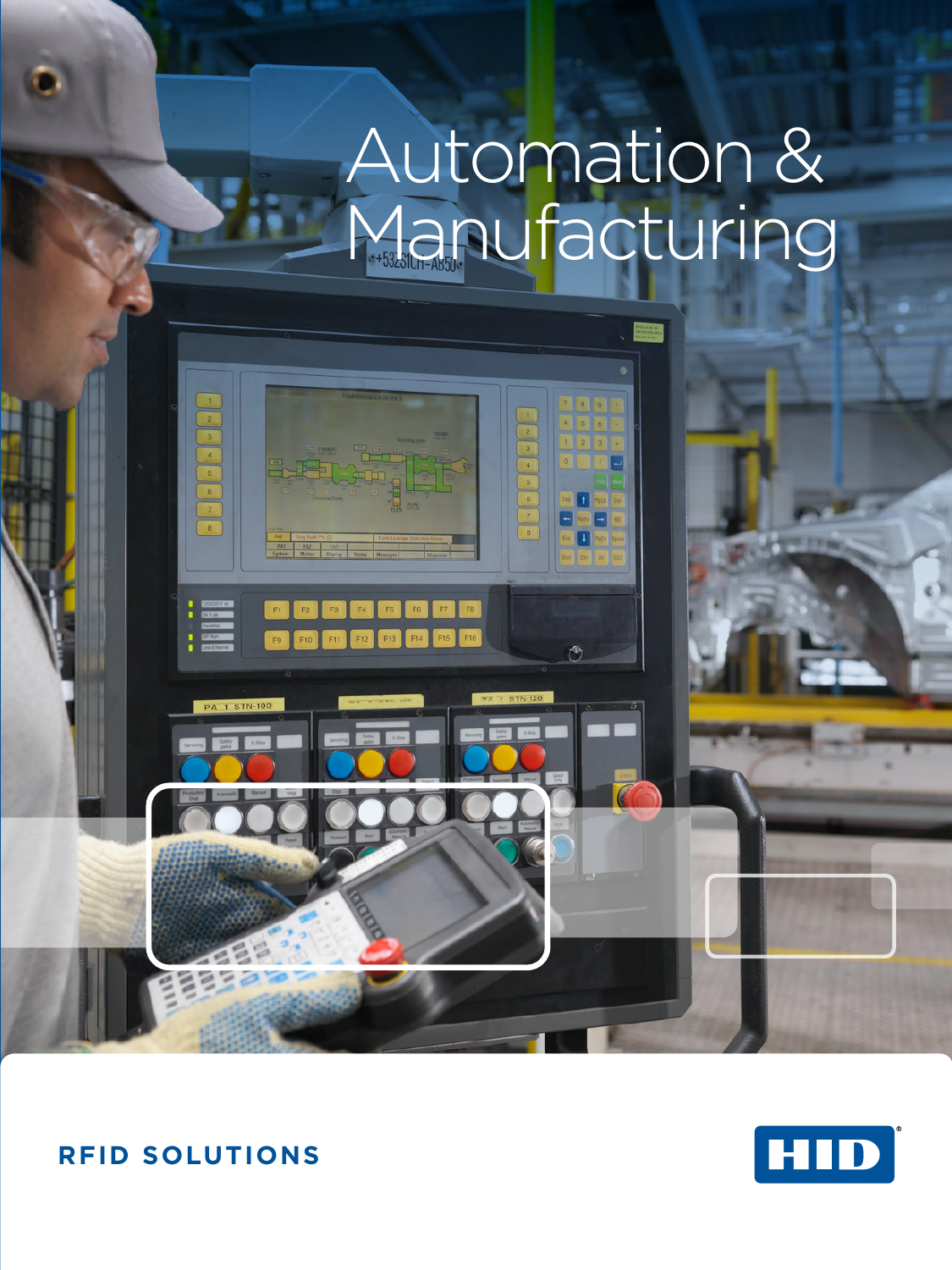# Automation & Manufacturing

**RFID SOLUTIONS**

HID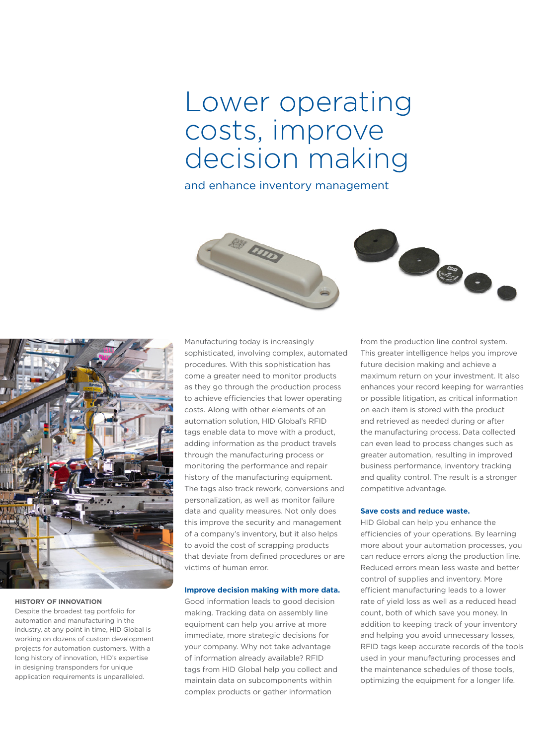# Lower operating costs, improve decision making

and enhance inventory management

Manufacturing today is increasingly sophisticated, involving complex, automated procedures. With this sophistication has come a greater need to monitor products as they go through the production process to achieve efficiencies that lower operating costs. Along with other elements of an automation solution, HID Global's RFID tags enable data to move with a product, adding information as the product travels through the manufacturing process or monitoring the performance and repair history of the manufacturing equipment. The tags also track rework, conversions and personalization, as well as monitor failure data and quality measures. Not only does this improve the security and management of a company's inventory, but it also helps to avoid the cost of scrapping products that deviate from defined procedures or are victims of human error.

**Improve decision making with more data.**

Good information leads to good decision making. Tracking data on assembly line equipment can help you arrive at more immediate, more strategic decisions for your company. Why not take advantage of information already available? RFID tags from HID Global help you collect and maintain data on subcomponents within complex products or gather information from the production line control system. This greater intelligence helps you improve future decision making and achieve a maximum return on your investment. It also enhances your record keeping for warranties or possible litigation, as critical information on each item is stored with the product and retrieved as needed during or after the manufacturing process. Data collected can even lead to process changes such as greater automation, resulting in improved business performance, inventory tracking and quality control. The result is a stronger competitive advantage.

**Save costs and reduce waste.**

HID Global can help you enhance the efficiencies of your operations. By learning more about your automation processes, you can reduce errors along the production line. Reduced errors mean less waste and better control of supplies and inventory. More efficient manufacturing leads to a lower rate of yield loss as well as a reduced head count, both of which save you money. In addition to keeping track of your inventory and helping you avoid unnecessary losses, RFID tags keep accurate records of the tools used in your manufacturing processes and the maintenance schedules of those tools, optimizing the equipment for a longer life.

**HISTORY OF INNOVATION**

Despite the broadest tag portfolio for automation and manufacturing in the industry, at any point in time, HID Global is working on dozens of custom development projects for automation customers. With a long history of innovation, HID's expertise in designing transponders for unique application requirements is unparalleled.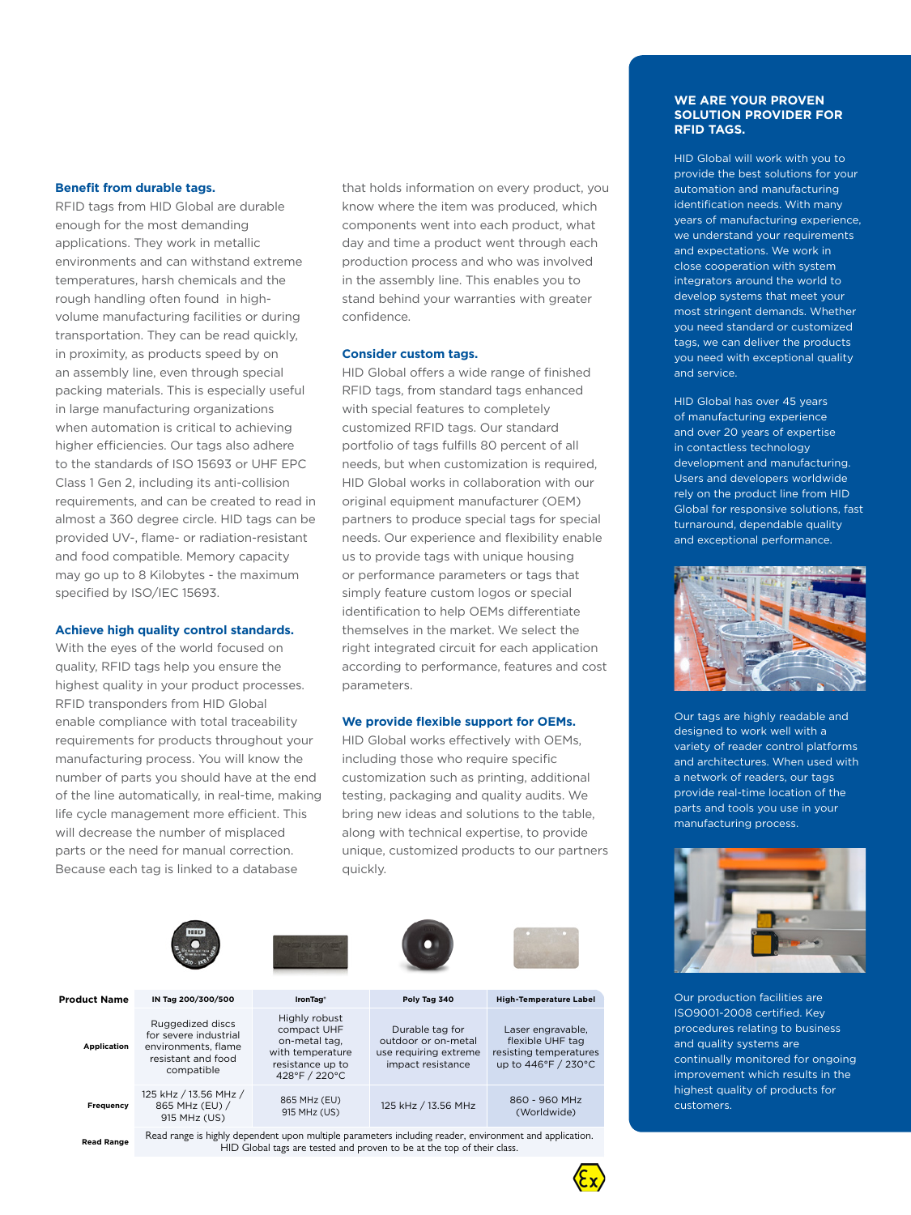## Benefit from durable tags.

RFID tags from HID Global are durable enough for the most demanding applications. They work in metallic environments and can withstand extreme temperatures, harsh chemicals and the rough handling often found in high-volume manufacturing facilities or during transportation. They can be read quickly, in proximity, as products speed by on an assembly line, even through special packing materials. This is especially useful in large manufacturing organizations when automation is critical to achieving higher efficiencies. Our tags also adhere to the standards of ISO 15693 or UHF EPC Class 1 Gen 2, including its anti-collision requirements, and can be created to read in almost a 360 degree circle. HID tags can be provided UV-, flame- or radiation-resistant and food compatible. Memory capacity may go up to 8 Kilobytes - the maximum specified by ISO/IEC 15693.

## Achieve high quality control standards.

With the eyes of the world focused on quality, RFID tags help you ensure the highest quality in your product processes. RFID transponders from HID Global enable compliance with total traceability requirements for products throughout your manufacturing process. You will know the number of parts you should have at the end of the line automatically, in real-time, making life cycle management more efficient. This will decrease the number of misplaced parts or the need for manual correction. Because each tag is linked to a database that holds information on every product, you know where the item was produced, which components went into each product, what day and time a product went through each production process and who was involved in the assembly line. This enables you to stand behind your warranties with greater confidence.

## Consider custom tags.

HID Global offers a wide range of finished RFID tags, from standard tags enhanced with special features to completely customized RFID tags. Our standard portfolio of tags fulfills 80 percent of all needs, but when customization is required, HID Global works in collaboration with our original equipment manufacturer (OEM) partners to produce special tags for special needs. Our experience and flexibility enable us to provide tags with unique housing or performance parameters or tags that simply feature custom logos or special identification to help OEMs differentiate themselves in the market. We select the right integrated circuit for each application according to performance, features and cost parameters.

## We provide flexible support for OEMs.

HID Global works effectively with OEMs, including those who require specific customization such as printing, additional testing, packaging and quality audits. We bring new ideas and solutions to the table, along with technical expertise, to provide unique, customized products to our partners quickly.

| Product Name | IN Tag 200/300/500 | IronTag® | Poly Tag 340 | High-Temperature Label |
|---|---|---|---|---|
| Application | Ruggedized discs for severe industrial environments, flame resistant and food compatible | Highly robust compact UHF on-metal tag, with temperature resistance up to 428°F / 220°C | Durable tag for outdoor or on-metal use requiring extreme impact resistance | Laser engravable, flexible UHF tag resisting temperatures up to 446°F / 230°C |
| Frequency | 125 kHz / 13.56 MHz / 865 MHz (EU) / 915 MHz (US) | 865 MHz (EU) 915 MHz (US) | 125 kHz / 13.56 MHz | 860 - 960 MHz (Worldwide) |
| Read Range | Read range is highly dependent upon multiple parameters including reader, environment and application. HID Global tags are tested and proven to be at the top of their class. | | | |

## WE ARE YOUR PROVEN SOLUTION PROVIDER FOR RFID TAGS.

HID Global will work with you to provide the best solutions for your automation and manufacturing identification needs. With many years of manufacturing experience, we understand your requirements and expectations. We work in close cooperation with system integrators around the world to develop systems that meet your most stringent demands. Whether you need standard or customized tags, we can deliver the products you need with exceptional quality and service.

HID Global has over 45 years of manufacturing experience and over 20 years of expertise in contactless technology development and manufacturing. Users and developers worldwide rely on the product line from HID Global for responsive solutions, fast turnaround, dependable quality and exceptional performance.

Our tags are highly readable and designed to work well with a variety of reader control platforms and architectures. When used with a network of readers, our tags provide real-time location of the parts and tools you use in your manufacturing process.

Our production facilities are ISO9001-2008 certified. Key procedures relating to business and quality systems are continually monitored for ongoing improvement which results in the highest quality of products for customers.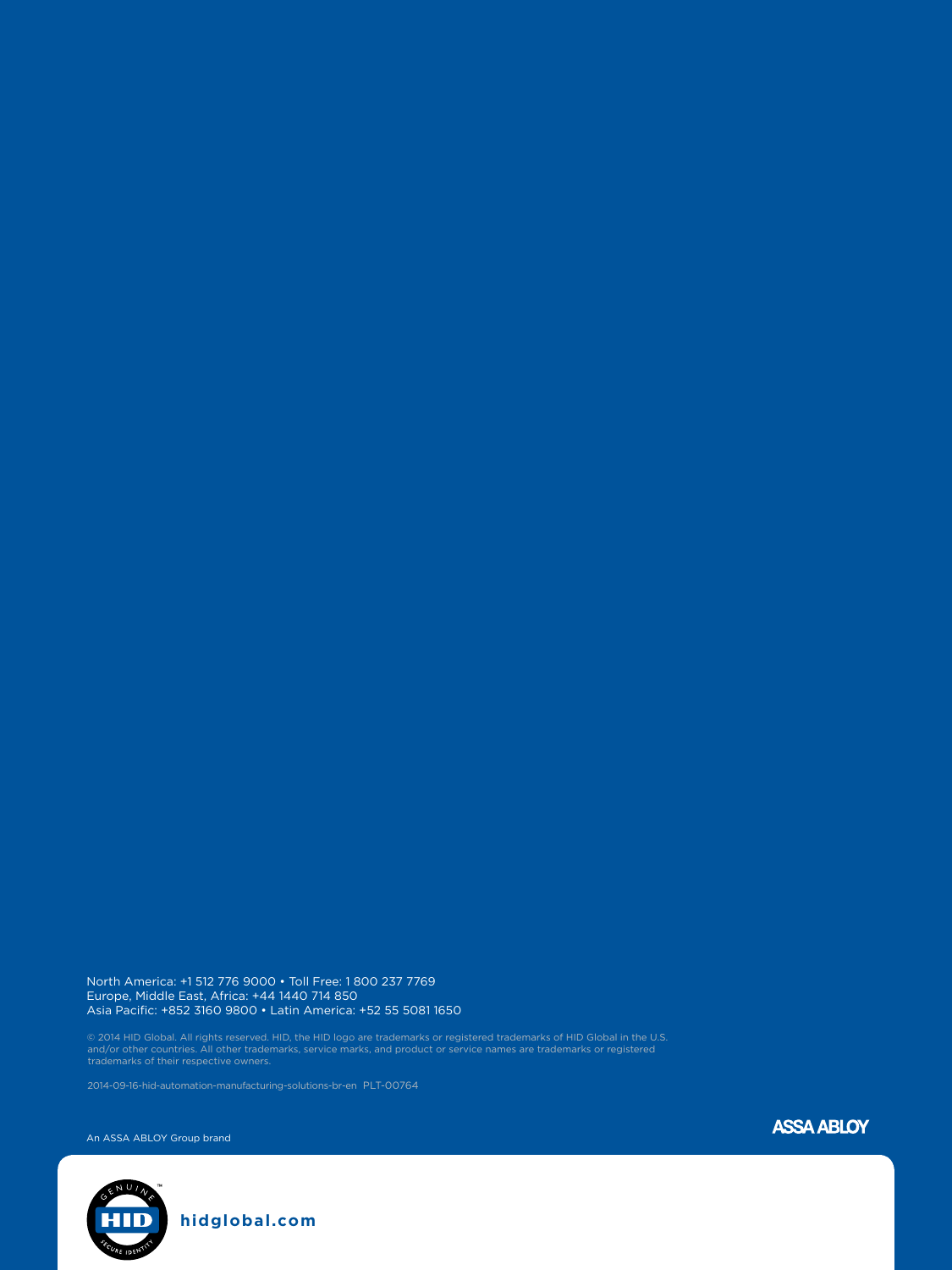North America: +1 512 776 9000 • Toll Free: 1 800 237 7769
Europe, Middle East, Africa: +44 1440 714 850
Asia Pacific: +852 3160 9800 • Latin America: +52 55 5081 1650

© 2014 HID Global. All rights reserved. HID, the HID logo are trademarks or registered trademarks of HID Global in the U.S. and/or other countries. All other trademarks, service marks, and product or service names are trademarks or registered trademarks of their respective owners.

2014-09-16-hid-automation-manufacturing-solutions-br-en PLT-00764

An ASSA ABLOY Group brand

ASSA ABLOY

**hidglobal.com**